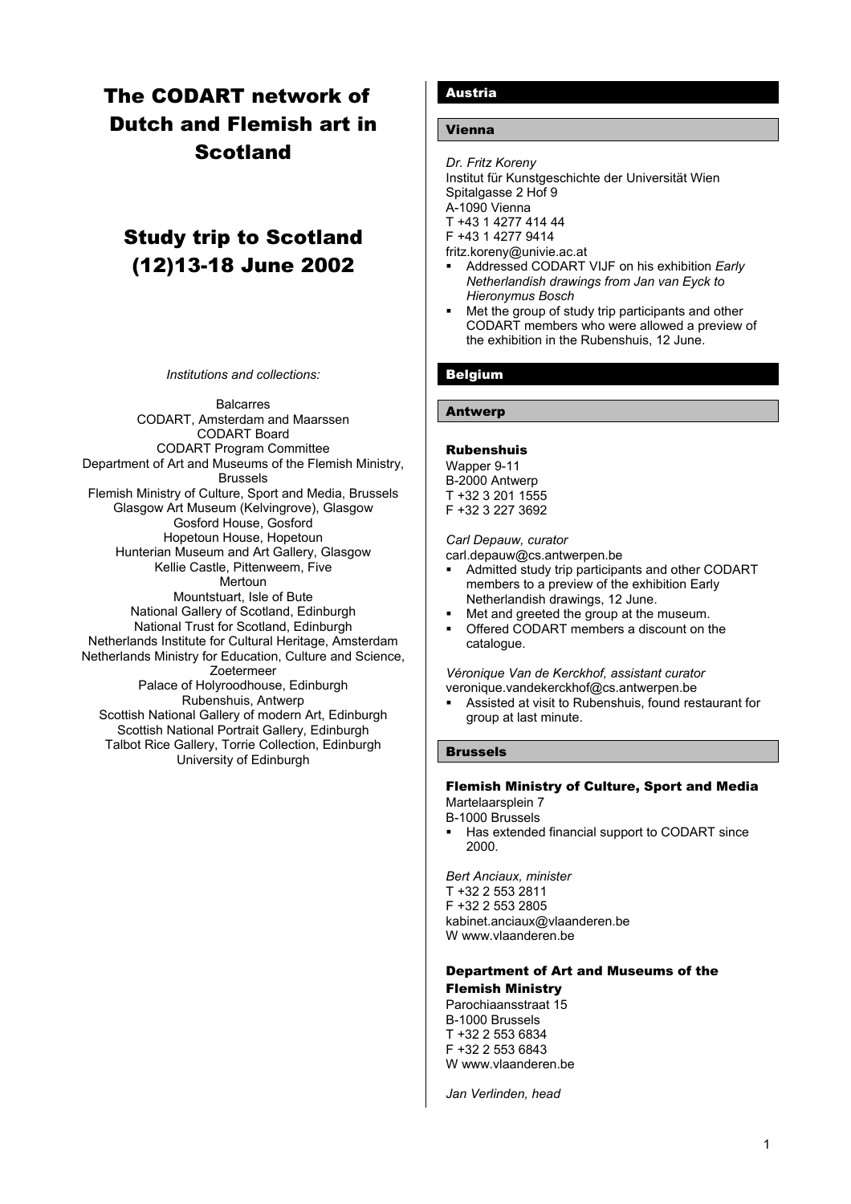# The CODART network of Dutch and Flemish art in Scotland

# Study trip to Scotland (12)13-18 June 2002

*Institutions and collections:*

Balcarres
CODART, Amsterdam and Maarssen
CODART Board
CODART Program Committee
Department of Art and Museums of the Flemish Ministry, Brussels
Flemish Ministry of Culture, Sport and Media, Brussels
Glasgow Art Museum (Kelvingrove), Glasgow
Gosford House, Gosford
Hopetoun House, Hopetoun
Hunterian Museum and Art Gallery, Glasgow
Kellie Castle, Pittenweem, Five
Mertoun
Mountstuart, Isle of Bute
National Gallery of Scotland, Edinburgh
National Trust for Scotland, Edinburgh
Netherlands Institute for Cultural Heritage, Amsterdam
Netherlands Ministry for Education, Culture and Science, Zoetermeer
Palace of Holyroodhouse, Edinburgh
Rubenshuis, Antwerp
Scottish National Gallery of modern Art, Edinburgh
Scottish National Portrait Gallery, Edinburgh
Talbot Rice Gallery, Torrie Collection, Edinburgh
University of Edinburgh

## Austria

### Vienna

*Dr. Fritz Koreny*
Institut für Kunstgeschichte der Universität Wien
Spitalgasse 2 Hof 9
A-1090 Vienna
T +43 1 4277 414 44
F +43 1 4277 9414
fritz.koreny@univie.ac.at

- Addressed CODART VIJF on his exhibition *Early Netherlandish drawings from Jan van Eyck to Hieronymus Bosch*
- Met the group of study trip participants and other CODART members who were allowed a preview of the exhibition in the Rubenshuis, 12 June.

## Belgium

### Antwerp

#### Rubenshuis

Wapper 9-11
B-2000 Antwerp
T +32 3 201 1555
F +32 3 227 3692

*Carl Depauw, curator*
carl.depauw@cs.antwerpen.be

- Admitted study trip participants and other CODART members to a preview of the exhibition Early Netherlandish drawings, 12 June.
- Met and greeted the group at the museum.
- Offered CODART members a discount on the catalogue.

*Véronique Van de Kerckhof, assistant curator*
veronique.vandekerckhof@cs.antwerpen.be

- Assisted at visit to Rubenshuis, found restaurant for group at last minute.

### Brussels

#### Flemish Ministry of Culture, Sport and Media

Martelaarsplein 7
B-1000 Brussels

- Has extended financial support to CODART since 2000.

*Bert Anciaux, minister*
T +32 2 553 2811
F +32 2 553 2805
kabinet.anciaux@vlaanderen.be
W www.vlaanderen.be

#### Department of Art and Museums of the Flemish Ministry

Parochiaansstraat 15
B-1000 Brussels
T +32 2 553 6834
F +32 2 553 6843
W www.vlaanderen.be

*Jan Verlinden, head*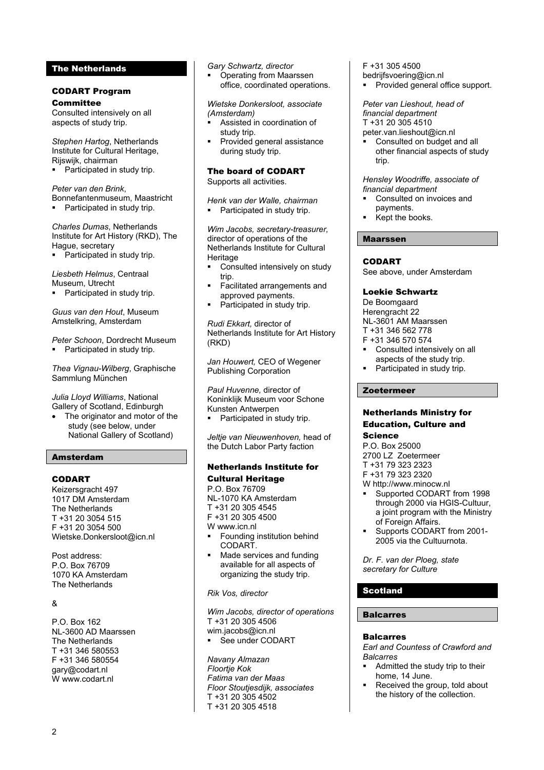## The Netherlands

### CODART Program Committee

Consulted intensively on all aspects of study trip.

*Stephen Hartog*, Netherlands Institute for Cultural Heritage, Rijswijk, chairman

- Participated in study trip.

*Peter van den Brink*, Bonnefantenmuseum, Maastricht

- Participated in study trip.

*Charles Dumas*, Netherlands Institute for Art History (RKD), The Hague, secretary

- Participated in study trip.

*Liesbeth Helmus*, Centraal Museum, Utrecht

- Participated in study trip.

*Guus van den Hout*, Museum Amstelkring, Amsterdam

*Peter Schoon*, Dordrecht Museum

- Participated in study trip.

*Thea Vignau-Wilberg*, Graphische Sammlung München

*Julia Lloyd Williams*, National Gallery of Scotland, Edinburgh

- The originator and motor of the study (see below, under National Gallery of Scotland)

## Amsterdam

### CODART

Keizersgracht 497
1017 DM Amsterdam
The Netherlands
T +31 20 3054 515
F +31 20 3054 500
Wietske.Donkersloot@icn.nl

Post address:
P.O. Box 76709
1070 KA Amsterdam
The Netherlands

&

P.O. Box 162
NL-3600 AD Maarssen
The Netherlands
T +31 346 580553
F +31 346 580554
gary@codart.nl
W www.codart.nl

*Gary Schwartz, director*

- Operating from Maarssen office, coordinated operations.

*Wietske Donkersloot, associate (Amsterdam)*

- Assisted in coordination of study trip.
- Provided general assistance during study trip.

### The board of CODART

Supports all activities.

*Henk van der Walle, chairman*

- Participated in study trip.

*Wim Jacobs, secretary-treasurer,* director of operations of the Netherlands Institute for Cultural Heritage

- Consulted intensively on study trip.
- Facilitated arrangements and approved payments.
- Participated in study trip.

*Rudi Ekkart,* director of Netherlands Institute for Art History (RKD)

*Jan Houwert,* CEO of Wegener Publishing Corporation

*Paul Huvenne,* director of Koninklijk Museum voor Schone Kunsten Antwerpen

- Participated in study trip.

*Jeltje van Nieuwenhoven,* head of the Dutch Labor Party faction

### Netherlands Institute for Cultural Heritage

P.O. Box 76709
NL-1070 KA Amsterdam
T +31 20 305 4545
F +31 20 305 4500
W www.icn.nl

- Founding institution behind CODART.
- Made services and funding available for all aspects of organizing the study trip.

*Rik Vos, director*

*Wim Jacobs, director of operations*
T +31 20 305 4506
wim.jacobs@icn.nl

- See under CODART

*Navany Almazan*
*Floortje Kok*
*Fatima van der Maas*
*Floor Stoutjesdijk, associates*
T +31 20 305 4502
T +31 20 305 4518
F +31 305 4500
bedrijfsvoering@icn.nl

- Provided general office support.

*Peter van Lieshout, head of financial department*
T +31 20 305 4510
peter.van.lieshout@icn.nl

- Consulted on budget and all other financial aspects of study trip.

*Hensley Woodriffe, associate of financial department*

- Consulted on invoices and payments.
- Kept the books.

## Maarssen

### CODART

See above, under Amsterdam

### Loekie Schwartz

De Boomgaard
Herengracht 22
NL-3601 AM Maarssen
T +31 346 562 778
F +31 346 570 574

- Consulted intensively on all aspects of the study trip.
- Participated in study trip.

## Zoetermeer

### Netherlands Ministry for Education, Culture and Science

P.O. Box 25000
2700 LZ Zoetermeer
T +31 79 323 2323
F +31 79 323 2320
W http://www.minocw.nl

- Supported CODART from 1998 through 2000 via HGIS-Cultuur, a joint program with the Ministry of Foreign Affairs.
- Supports CODART from 2001-2005 via the Cultuurnota.

*Dr. F. van der Ploeg, state secretary for Culture*

## Scotland

## Balcarres

### Balcarres

*Earl and Countess of Crawford and Balcarres*

- Admitted the study trip to their home, 14 June.
- Received the group, told about the history of the collection.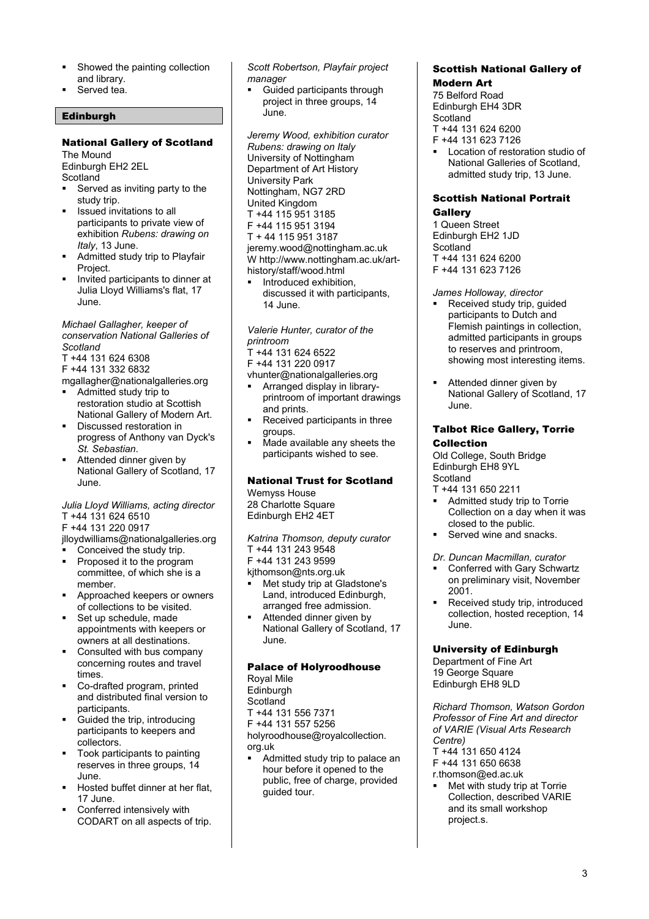- Showed the painting collection and library.
- Served tea.

## Edinburgh

### National Gallery of Scotland

The Mound
Edinburgh EH2 2EL
Scotland

- Served as inviting party to the study trip.
- Issued invitations to all participants to private view of exhibition *Rubens: drawing on Italy*, 13 June.
- Admitted study trip to Playfair Project.
- Invited participants to dinner at Julia Lloyd Williams's flat, 17 June.

*Michael Gallagher, keeper of conservation National Galleries of Scotland*
T +44 131 624 6308
F +44 131 332 6832
mgallagher@nationalgalleries.org

- Admitted study trip to restoration studio at Scottish National Gallery of Modern Art.
- Discussed restoration in progress of Anthony van Dyck's *St. Sebastian*.
- Attended dinner given by National Gallery of Scotland, 17 June.

*Julia Lloyd Williams, acting director*
T +44 131 624 6510
F +44 131 220 0917
jlloydwilliams@nationalgalleries.org

- Conceived the study trip.
- Proposed it to the program committee, of which she is a member.
- Approached keepers or owners of collections to be visited.
- Set up schedule, made appointments with keepers or owners at all destinations.
- Consulted with bus company concerning routes and travel times.
- Co-drafted program, printed and distributed final version to participants.
- Guided the trip, introducing participants to keepers and collectors.
- Took participants to painting reserves in three groups, 14 June.
- Hosted buffet dinner at her flat, 17 June.
- Conferred intensively with CODART on all aspects of trip.

*Scott Robertson, Playfair project manager*

- Guided participants through project in three groups, 14 June.

*Jeremy Wood, exhibition curator Rubens: drawing on Italy*
University of Nottingham
Department of Art History
University Park
Nottingham, NG7 2RD
United Kingdom
T +44 115 951 3185
F +44 115 951 3194
T + 44 115 951 3187
jeremy.wood@nottingham.ac.uk
W http://www.nottingham.ac.uk/art-history/staff/wood.html

- Introduced exhibition, discussed it with participants, 14 June.

*Valerie Hunter, curator of the printroom*
T +44 131 624 6522
F +44 131 220 0917
vhunter@nationalgalleries.org

- Arranged display in library-printroom of important drawings and prints.
- Received participants in three groups.
- Made available any sheets the participants wished to see.

### National Trust for Scotland

Wemyss House
28 Charlotte Square
Edinburgh EH2 4ET

*Katrina Thomson, deputy curator*
T +44 131 243 9548
F +44 131 243 9599
kjthomson@nts.org.uk

- Met study trip at Gladstone's Land, introduced Edinburgh, arranged free admission.
- Attended dinner given by National Gallery of Scotland, 17 June.

### Palace of Holyroodhouse

Royal Mile
Edinburgh
Scotland
T +44 131 556 7371
F +44 131 557 5256
holyroodhouse@royalcollection.org.uk

- Admitted study trip to palace an hour before it opened to the public, free of charge, provided guided tour.

### Scottish National Gallery of Modern Art

75 Belford Road
Edinburgh EH4 3DR
Scotland
T +44 131 624 6200
F +44 131 623 7126

- Location of restoration studio of National Galleries of Scotland, admitted study trip, 13 June.

### Scottish National Portrait Gallery

1 Queen Street
Edinburgh EH2 1JD
Scotland
T +44 131 624 6200
F +44 131 623 7126

*James Holloway, director*

- Received study trip, guided participants to Dutch and Flemish paintings in collection, admitted participants in groups to reserves and printroom, showing most interesting items.
- Attended dinner given by National Gallery of Scotland, 17 June.

### Talbot Rice Gallery, Torrie Collection

Old College, South Bridge
Edinburgh EH8 9YL
Scotland
T +44 131 650 2211

- Admitted study trip to Torrie Collection on a day when it was closed to the public.
- Served wine and snacks.

*Dr. Duncan Macmillan, curator*

- Conferred with Gary Schwartz on preliminary visit, November 2001.
- Received study trip, introduced collection, hosted reception, 14 June.

### University of Edinburgh

Department of Fine Art
19 George Square
Edinburgh EH8 9LD

*Richard Thomson, Watson Gordon Professor of Fine Art and director of VARIE (Visual Arts Research Centre)*
T +44 131 650 4124
F +44 131 650 6638
r.thomson@ed.ac.uk

- Met with study trip at Torrie Collection, described VARIE and its small workshop project.s.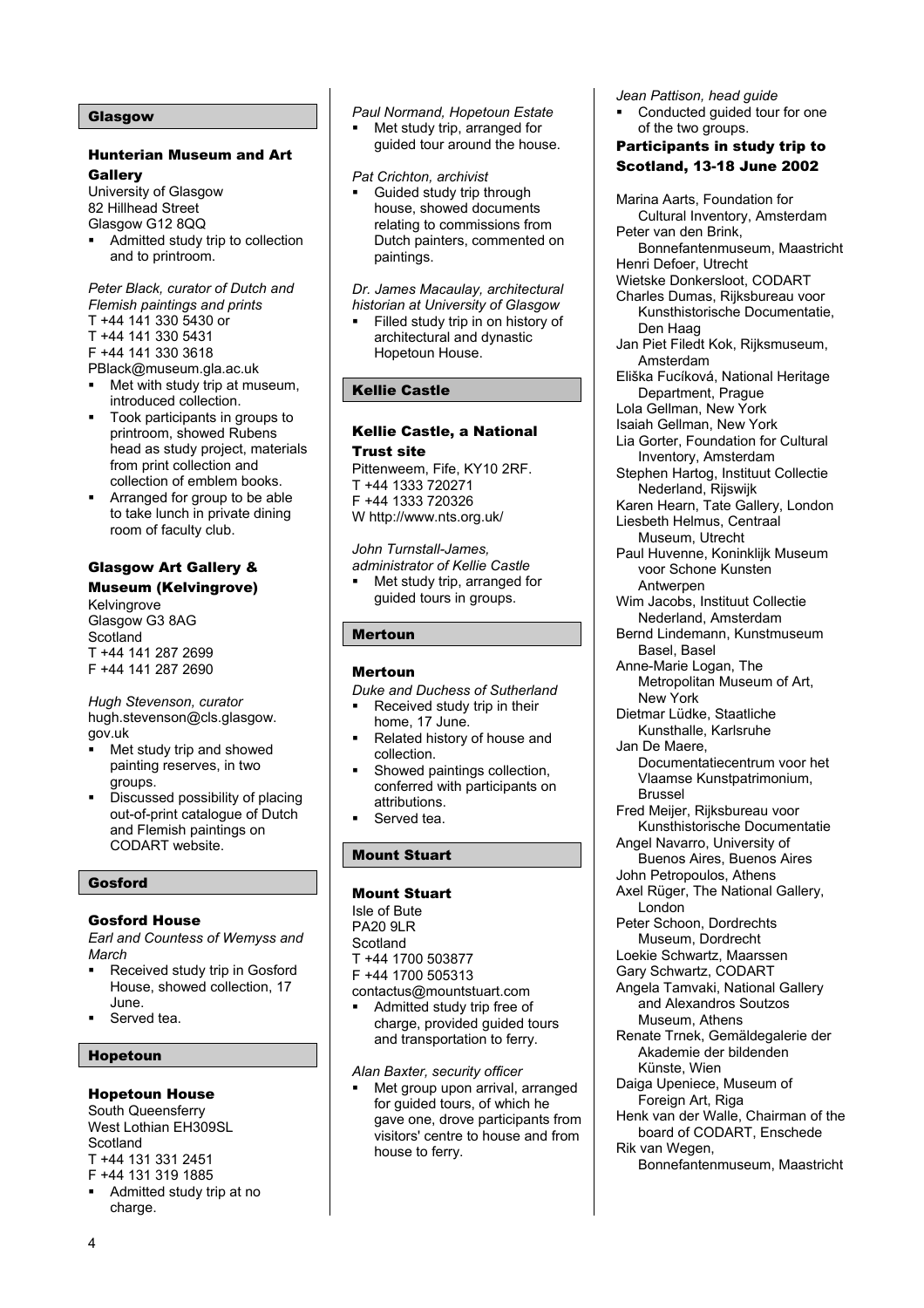## Glasgow

### Hunterian Museum and Art Gallery

University of Glasgow
82 Hillhead Street
Glasgow G12 8QQ

- Admitted study trip to collection and to printroom.

*Peter Black, curator of Dutch and Flemish paintings and prints*
T +44 141 330 5430 or
T +44 141 330 5431
F +44 141 330 3618
PBlack@museum.gla.ac.uk

- Met with study trip at museum, introduced collection.
- Took participants in groups to printroom, showed Rubens head as study project, materials from print collection and collection of emblem books.
- Arranged for group to be able to take lunch in private dining room of faculty club.

### Glasgow Art Gallery & Museum (Kelvingrove)

Kelvingrove
Glasgow G3 8AG
Scotland
T +44 141 287 2699
F +44 141 287 2690

*Hugh Stevenson, curator*
hugh.stevenson@cls.glasgow.gov.uk

- Met study trip and showed painting reserves, in two groups.
- Discussed possibility of placing out-of-print catalogue of Dutch and Flemish paintings on CODART website.

## Gosford

### Gosford House

*Earl and Countess of Wemyss and March*

- Received study trip in Gosford House, showed collection, 17 June.
- Served tea.

## Hopetoun

### Hopetoun House

South Queensferry
West Lothian EH309SL
Scotland
T +44 131 331 2451
F +44 131 319 1885

- Admitted study trip at no charge.

*Paul Normand, Hopetoun Estate*

- Met study trip, arranged for guided tour around the house.

*Pat Crichton, archivist*

- Guided study trip through house, showed documents relating to commissions from Dutch painters, commented on paintings.

*Dr. James Macaulay, architectural historian at University of Glasgow*

- Filled study trip in on history of architectural and dynastic Hopetoun House.

## Kellie Castle

### Kellie Castle, a National Trust site

Pittenweem, Fife, KY10 2RF.
T +44 1333 720271
F +44 1333 720326
W http://www.nts.org.uk/

*John Turnstall-James, administrator of Kellie Castle*

- Met study trip, arranged for guided tours in groups.

## Mertoun

### Mertoun

*Duke and Duchess of Sutherland*

- Received study trip in their home, 17 June.
- Related history of house and collection.
- Showed paintings collection, conferred with participants on attributions.
- Served tea.

## Mount Stuart

### Mount Stuart

Isle of Bute
PA20 9LR
Scotland
T +44 1700 503877
F +44 1700 505313
contactus@mountstuart.com

- Admitted study trip free of charge, provided guided tours and transportation to ferry.

*Alan Baxter, security officer*

- Met group upon arrival, arranged for guided tours, of which he gave one, drove participants from visitors' centre to house and from house to ferry.

*Jean Pattison, head guide*

- Conducted guided tour for one of the two groups.

### Participants in study trip to Scotland, 13-18 June 2002

Marina Aarts, Foundation for Cultural Inventory, Amsterdam
Peter van den Brink, Bonnefantenmuseum, Maastricht
Henri Defoer, Utrecht
Wietske Donkersloot, CODART
Charles Dumas, Rijksbureau voor Kunsthistorische Documentatie, Den Haag
Jan Piet Filedt Kok, Rijksmuseum, Amsterdam
Eliška Fucíková, National Heritage Department, Prague
Lola Gellman, New York
Isaiah Gellman, New York
Lia Gorter, Foundation for Cultural Inventory, Amsterdam
Stephen Hartog, Instituut Collectie Nederland, Rijswijk
Karen Hearn, Tate Gallery, London
Liesbeth Helmus, Centraal Museum, Utrecht
Paul Huvenne, Koninklijk Museum voor Schone Kunsten Antwerpen
Wim Jacobs, Instituut Collectie Nederland, Amsterdam
Bernd Lindemann, Kunstmuseum Basel, Basel
Anne-Marie Logan, The Metropolitan Museum of Art, New York
Dietmar Lüdke, Staatliche Kunsthalle, Karlsruhe
Jan De Maere, Documentatiecentrum voor het Vlaamse Kunstpatrimonium, Brussel
Fred Meijer, Rijksbureau voor Kunsthistorische Documentatie
Angel Navarro, University of Buenos Aires, Buenos Aires
John Petropoulos, Athens
Axel Rüger, The National Gallery, London
Peter Schoon, Dordrechts Museum, Dordrecht
Loekie Schwartz, Maarssen
Gary Schwartz, CODART
Angela Tamvaki, National Gallery and Alexandros Soutzos Museum, Athens
Renate Trnek, Gemäldegalerie der Akademie der bildenden Künste, Wien
Daiga Upeniece, Museum of Foreign Art, Riga
Henk van der Walle, Chairman of the board of CODART, Enschede
Rik van Wegen, Bonnefantenmuseum, Maastricht